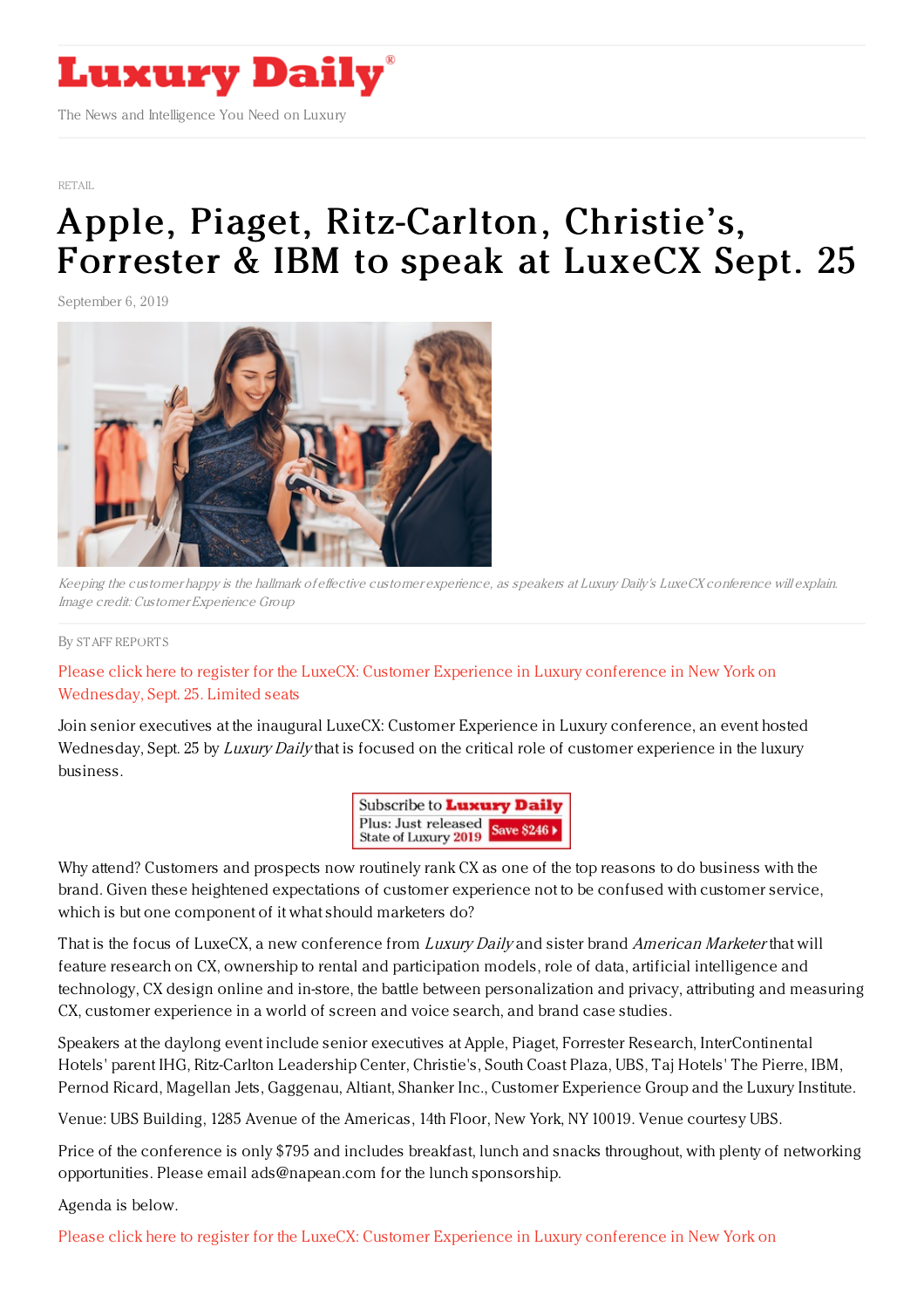RETAIL

# Apple, Piaget, Ritz-Carlton, Christie's, Forrester & IBM to speak at LuxeCX Sept. 25

September 6, 2019

*Keeping the customer happy is the hallmark of effective customer experience, as speakers at Luxury Daily's LuxeCX conference will explain. Image credit: Customer Experience Group*

By STAFF REPORTS

Please click here to register for the LuxeCX: Customer Experience in Luxury conference in New York on Wednesday, Sept. 25. Limited seats

Join senior executives at the inaugural LuxeCX: Customer Experience in Luxury conference, an event hosted Wednesday, Sept. 25 by *Luxury Daily* that is focused on the critical role of customer experience in the luxury business.

Why attend? Customers and prospects now routinely rank CX as one of the top reasons to do business with the brand. Given these heightened expectations of customer experience not to be confused with customer service, which is but one component of it what should marketers do?

That is the focus of LuxeCX, a new conference from *Luxury Daily* and sister brand *American Marketer* that will feature research on CX, ownership to rental and participation models, role of data, artificial intelligence and technology, CX design online and in-store, the battle between personalization and privacy, attributing and measuring CX, customer experience in a world of screen and voice search, and brand case studies.

Speakers at the daylong event include senior executives at Apple, Piaget, Forrester Research, InterContinental Hotels' parent IHG, Ritz-Carlton Leadership Center, Christie's, South Coast Plaza, UBS, Taj Hotels' The Pierre, IBM, Pernod Ricard, Magellan Jets, Gaggenau, Altiant, Shanker Inc., Customer Experience Group and the Luxury Institute.

Venue: UBS Building, 1285 Avenue of the Americas, 14th Floor, New York, NY 10019. Venue courtesy UBS.

Price of the conference is only $795 and includes breakfast, lunch and snacks throughout, with plenty of networking opportunities. Please email ads@napean.com for the lunch sponsorship.

Agenda is below.

Please click here to register for the LuxeCX: Customer Experience in Luxury conference in New York on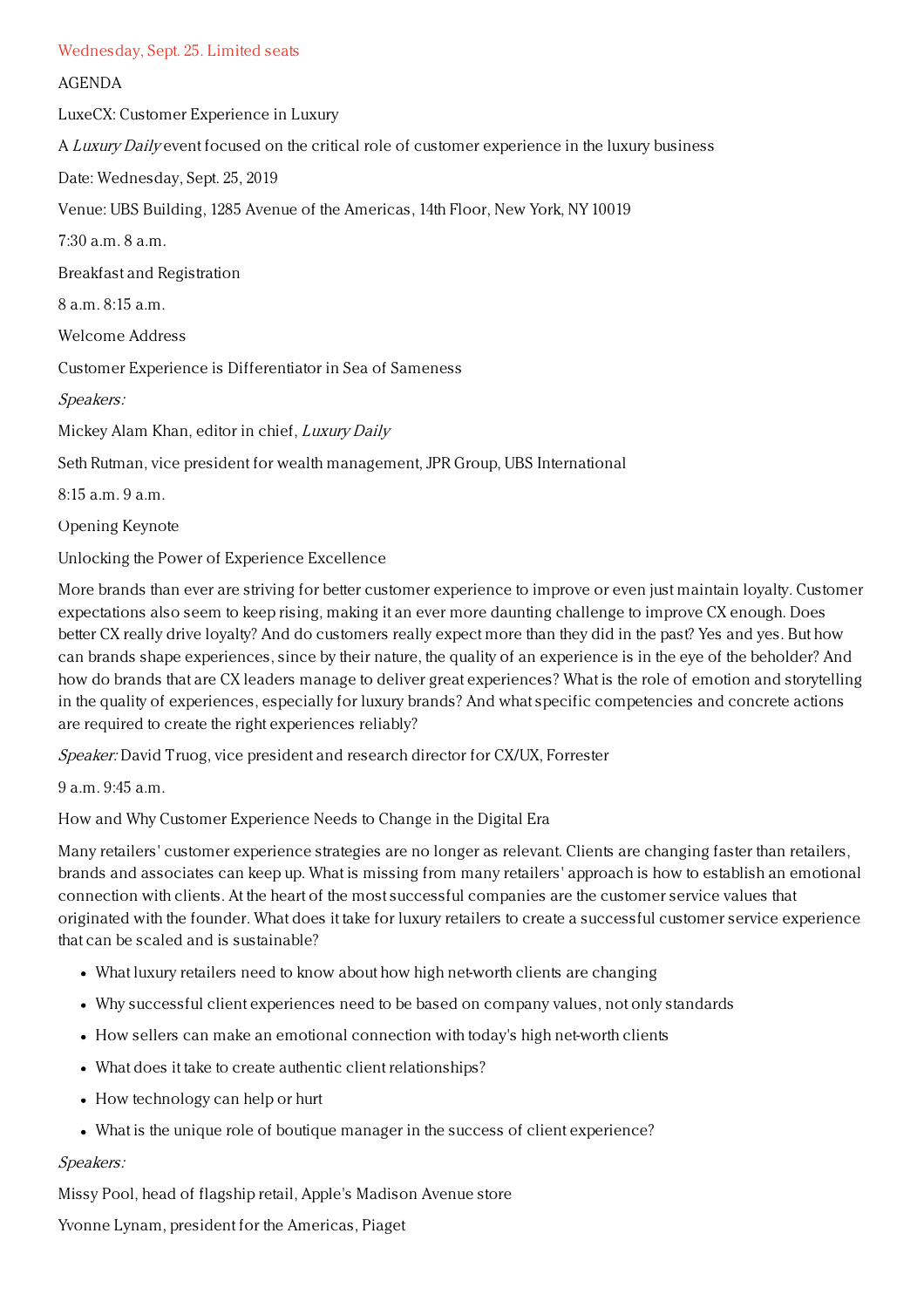Wednesday, Sept. 25. Limited seats

AGENDA

LuxeCX: Customer Experience in Luxury

A *Luxury Daily* event focused on the critical role of customer experience in the luxury business

Date: Wednesday, Sept. 25, 2019

Venue: UBS Building, 1285 Avenue of the Americas, 14th Floor, New York, NY 10019

7:30 a.m. 8 a.m.

Breakfast and Registration

8 a.m. 8:15 a.m.

Welcome Address

Customer Experience is Differentiator in Sea of Sameness

*Speakers:*

Mickey Alam Khan, editor in chief, *Luxury Daily*

Seth Rutman, vice president for wealth management, JPR Group, UBS International

8:15 a.m. 9 a.m.

Opening Keynote

Unlocking the Power of Experience Excellence

More brands than ever are striving for better customer experience to improve or even just maintain loyalty. Customer expectations also seem to keep rising, making it an ever more daunting challenge to improve CX enough. Does better CX really drive loyalty? And do customers really expect more than they did in the past? Yes and yes. But how can brands shape experiences, since by their nature, the quality of an experience is in the eye of the beholder? And how do brands that are CX leaders manage to deliver great experiences? What is the role of emotion and storytelling in the quality of experiences, especially for luxury brands? And what specific competencies and concrete actions are required to create the right experiences reliably?

*Speaker:* David Truog, vice president and research director for CX/UX, Forrester

9 a.m. 9:45 a.m.

How and Why Customer Experience Needs to Change in the Digital Era

Many retailers' customer experience strategies are no longer as relevant. Clients are changing faster than retailers, brands and associates can keep up. What is missing from many retailers' approach is how to establish an emotional connection with clients. At the heart of the most successful companies are the customer service values that originated with the founder. What does it take for luxury retailers to create a successful customer service experience that can be scaled and is sustainable?

- What luxury retailers need to know about how high net-worth clients are changing
- Why successful client experiences need to be based on company values, not only standards
- How sellers can make an emotional connection with today's high net-worth clients
- What does it take to create authentic client relationships?
- How technology can help or hurt
- What is the unique role of boutique manager in the success of client experience?

*Speakers:*

Missy Pool, head of flagship retail, Apple's Madison Avenue store

Yvonne Lynam, president for the Americas, Piaget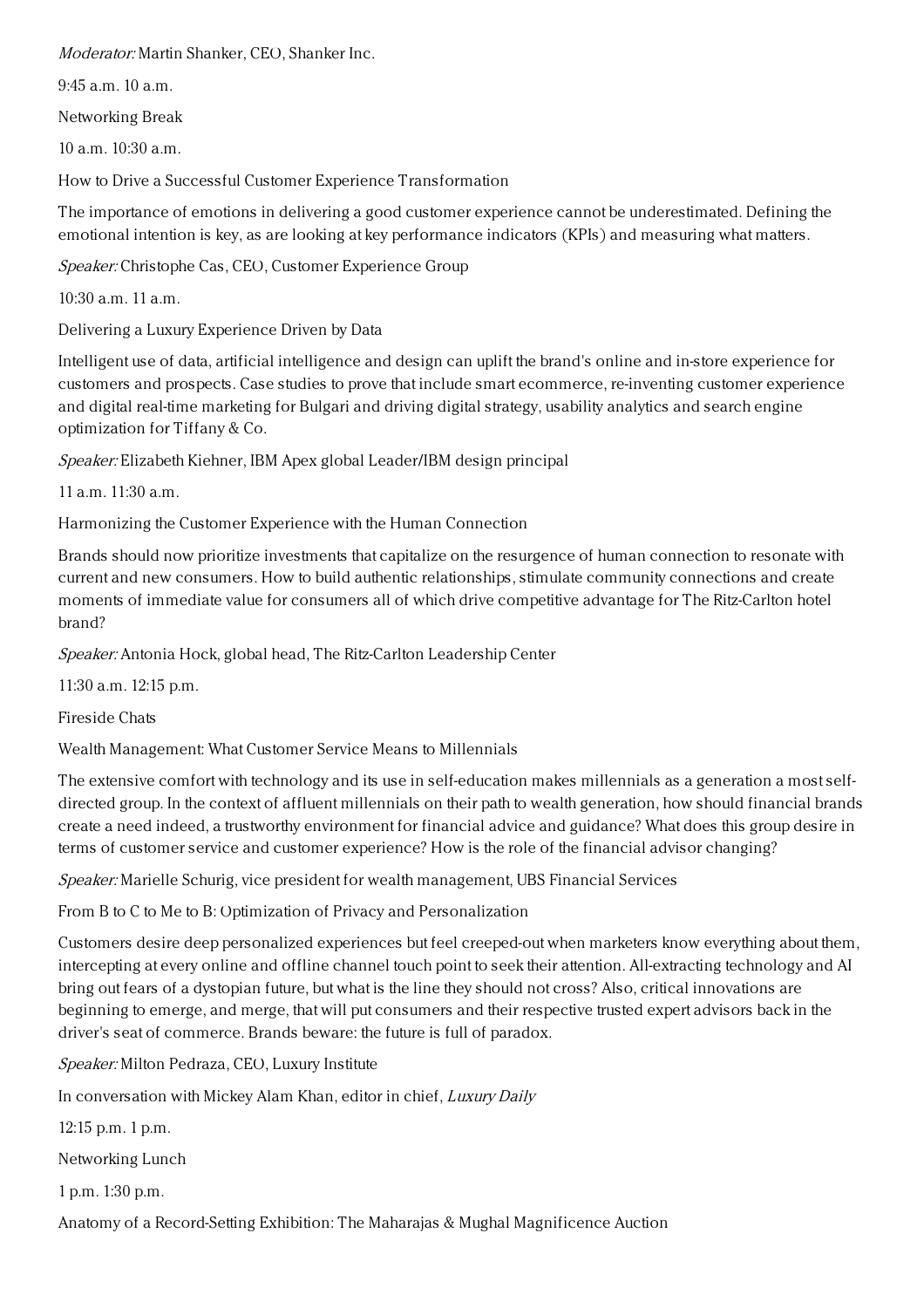*Moderator:* Martin Shanker, CEO, Shanker Inc.

9:45 a.m. 10 a.m.

Networking Break

10 a.m. 10:30 a.m.

How to Drive a Successful Customer Experience Transformation

The importance of emotions in delivering a good customer experience cannot be underestimated. Defining the emotional intention is key, as are looking at key performance indicators (KPIs) and measuring what matters.

*Speaker:* Christophe Cas, CEO, Customer Experience Group

10:30 a.m. 11 a.m.

Delivering a Luxury Experience Driven by Data

Intelligent use of data, artificial intelligence and design can uplift the brand's online and in-store experience for customers and prospects. Case studies to prove that include smart ecommerce, re-inventing customer experience and digital real-time marketing for Bulgari and driving digital strategy, usability analytics and search engine optimization for Tiffany & Co.

*Speaker:* Elizabeth Kiehner, IBM Apex global Leader/IBM design principal

11 a.m. 11:30 a.m.

Harmonizing the Customer Experience with the Human Connection

Brands should now prioritize investments that capitalize on the resurgence of human connection to resonate with current and new consumers. How to build authentic relationships, stimulate community connections and create moments of immediate value for consumers all of which drive competitive advantage for The Ritz-Carlton hotel brand?

*Speaker:* Antonia Hock, global head, The Ritz-Carlton Leadership Center

11:30 a.m. 12:15 p.m.

Fireside Chats

Wealth Management: What Customer Service Means to Millennials

The extensive comfort with technology and its use in self-education makes millennials as a generation a most self-directed group. In the context of affluent millennials on their path to wealth generation, how should financial brands create a need indeed, a trustworthy environment for financial advice and guidance? What does this group desire in terms of customer service and customer experience? How is the role of the financial advisor changing?

*Speaker:* Marielle Schurig, vice president for wealth management, UBS Financial Services

From B to C to Me to B: Optimization of Privacy and Personalization

Customers desire deep personalized experiences but feel creeped-out when marketers know everything about them, intercepting at every online and offline channel touch point to seek their attention. All-extracting technology and AI bring out fears of a dystopian future, but what is the line they should not cross? Also, critical innovations are beginning to emerge, and merge, that will put consumers and their respective trusted expert advisors back in the driver's seat of commerce. Brands beware: the future is full of paradox.

*Speaker:* Milton Pedraza, CEO, Luxury Institute

In conversation with Mickey Alam Khan, editor in chief, *Luxury Daily*

12:15 p.m. 1 p.m.

Networking Lunch

1 p.m. 1:30 p.m.

Anatomy of a Record-Setting Exhibition: The Maharajas & Mughal Magnificence Auction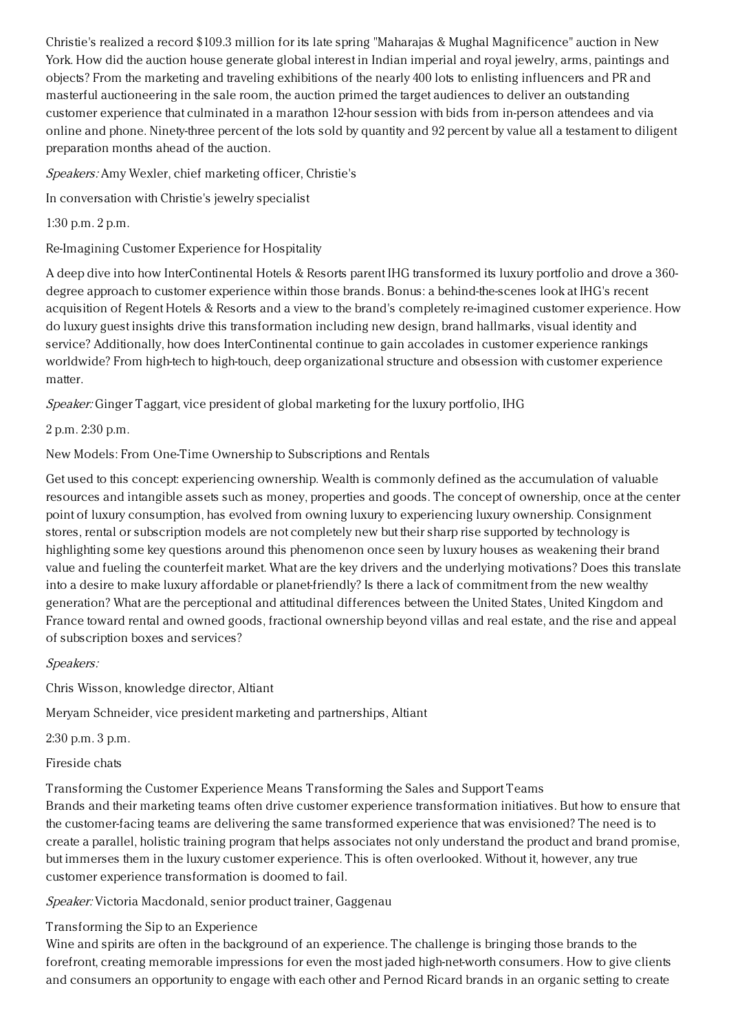Christie's realized a record $109.3 million for its late spring "Maharajas & Mughal Magnificence" auction in New York. How did the auction house generate global interest in Indian imperial and royal jewelry, arms, paintings and objects? From the marketing and traveling exhibitions of the nearly 400 lots to enlisting influencers and PR and masterful auctioneering in the sale room, the auction primed the target audiences to deliver an outstanding customer experience that culminated in a marathon 12-hour session with bids from in-person attendees and via online and phone. Ninety-three percent of the lots sold by quantity and 92 percent by value all a testament to diligent preparation months ahead of the auction.

*Speakers:* Amy Wexler, chief marketing officer, Christie's

In conversation with Christie's jewelry specialist

1:30 p.m. 2 p.m.

Re-Imagining Customer Experience for Hospitality

A deep dive into how InterContinental Hotels & Resorts parent IHG transformed its luxury portfolio and drove a 360-degree approach to customer experience within those brands. Bonus: a behind-the-scenes look at IHG's recent acquisition of Regent Hotels & Resorts and a view to the brand's completely re-imagined customer experience. How do luxury guest insights drive this transformation including new design, brand hallmarks, visual identity and service? Additionally, how does InterContinental continue to gain accolades in customer experience rankings worldwide? From high-tech to high-touch, deep organizational structure and obsession with customer experience matter.

*Speaker:* Ginger Taggart, vice president of global marketing for the luxury portfolio, IHG

2 p.m. 2:30 p.m.

New Models: From One-Time Ownership to Subscriptions and Rentals

Get used to this concept: experiencing ownership. Wealth is commonly defined as the accumulation of valuable resources and intangible assets such as money, properties and goods. The concept of ownership, once at the center point of luxury consumption, has evolved from owning luxury to experiencing luxury ownership. Consignment stores, rental or subscription models are not completely new but their sharp rise supported by technology is highlighting some key questions around this phenomenon once seen by luxury houses as weakening their brand value and fueling the counterfeit market. What are the key drivers and the underlying motivations? Does this translate into a desire to make luxury affordable or planet-friendly? Is there a lack of commitment from the new wealthy generation? What are the perceptional and attitudinal differences between the United States, United Kingdom and France toward rental and owned goods, fractional ownership beyond villas and real estate, and the rise and appeal of subscription boxes and services?

*Speakers:*

Chris Wisson, knowledge director, Altiant

Meryam Schneider, vice president marketing and partnerships, Altiant

2:30 p.m. 3 p.m.

Fireside chats

Transforming the Customer Experience Means Transforming the Sales and Support Teams
Brands and their marketing teams often drive customer experience transformation initiatives. But how to ensure that the customer-facing teams are delivering the same transformed experience that was envisioned? The need is to create a parallel, holistic training program that helps associates not only understand the product and brand promise, but immerses them in the luxury customer experience. This is often overlooked. Without it, however, any true customer experience transformation is doomed to fail.

*Speaker:* Victoria Macdonald, senior product trainer, Gaggenau

Transforming the Sip to an Experience
Wine and spirits are often in the background of an experience. The challenge is bringing those brands to the forefront, creating memorable impressions for even the most jaded high-net-worth consumers. How to give clients and consumers an opportunity to engage with each other and Pernod Ricard brands in an organic setting to create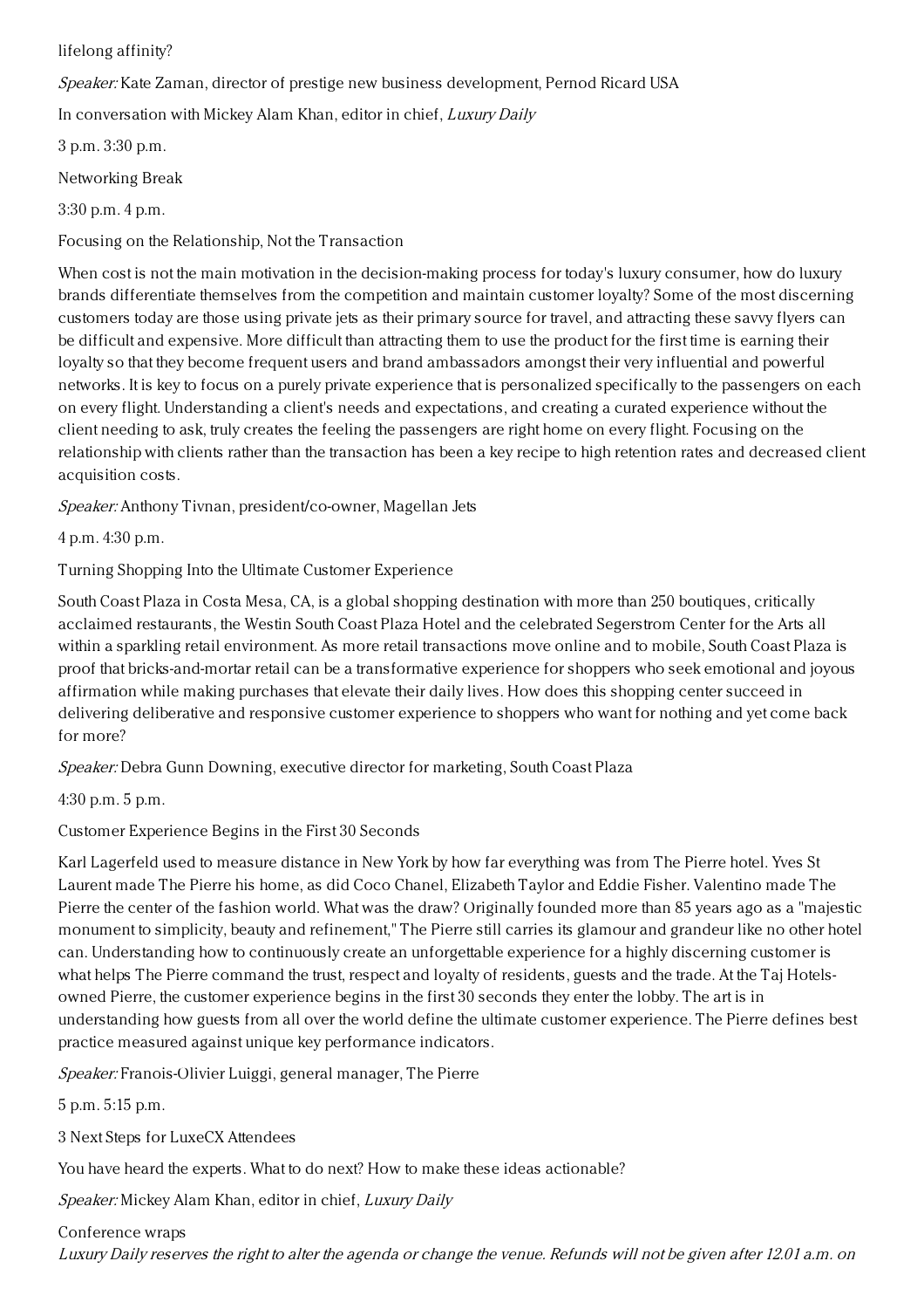lifelong affinity?

*Speaker:* Kate Zaman, director of prestige new business development, Pernod Ricard USA

In conversation with Mickey Alam Khan, editor in chief, *Luxury Daily*

3 p.m. 3:30 p.m.

Networking Break

3:30 p.m. 4 p.m.

Focusing on the Relationship, Not the Transaction

When cost is not the main motivation in the decision-making process for today's luxury consumer, how do luxury brands differentiate themselves from the competition and maintain customer loyalty? Some of the most discerning customers today are those using private jets as their primary source for travel, and attracting these savvy flyers can be difficult and expensive. More difficult than attracting them to use the product for the first time is earning their loyalty so that they become frequent users and brand ambassadors amongst their very influential and powerful networks. It is key to focus on a purely private experience that is personalized specifically to the passengers on each on every flight. Understanding a client's needs and expectations, and creating a curated experience without the client needing to ask, truly creates the feeling the passengers are right home on every flight. Focusing on the relationship with clients rather than the transaction has been a key recipe to high retention rates and decreased client acquisition costs.

*Speaker:* Anthony Tivnan, president/co-owner, Magellan Jets

4 p.m. 4:30 p.m.

Turning Shopping Into the Ultimate Customer Experience

South Coast Plaza in Costa Mesa, CA, is a global shopping destination with more than 250 boutiques, critically acclaimed restaurants, the Westin South Coast Plaza Hotel and the celebrated Segerstrom Center for the Arts all within a sparkling retail environment. As more retail transactions move online and to mobile, South Coast Plaza is proof that bricks-and-mortar retail can be a transformative experience for shoppers who seek emotional and joyous affirmation while making purchases that elevate their daily lives. How does this shopping center succeed in delivering deliberative and responsive customer experience to shoppers who want for nothing and yet come back for more?

*Speaker:* Debra Gunn Downing, executive director for marketing, South Coast Plaza

4:30 p.m. 5 p.m.

Customer Experience Begins in the First 30 Seconds

Karl Lagerfeld used to measure distance in New York by how far everything was from The Pierre hotel. Yves St Laurent made The Pierre his home, as did Coco Chanel, Elizabeth Taylor and Eddie Fisher. Valentino made The Pierre the center of the fashion world. What was the draw? Originally founded more than 85 years ago as a "majestic monument to simplicity, beauty and refinement," The Pierre still carries its glamour and grandeur like no other hotel can. Understanding how to continuously create an unforgettable experience for a highly discerning customer is what helps The Pierre command the trust, respect and loyalty of residents, guests and the trade. At the Taj Hotels-owned Pierre, the customer experience begins in the first 30 seconds they enter the lobby. The art is in understanding how guests from all over the world define the ultimate customer experience. The Pierre defines best practice measured against unique key performance indicators.

*Speaker:* Franois-Olivier Luiggi, general manager, The Pierre

5 p.m. 5:15 p.m.

3 Next Steps for LuxeCX Attendees

You have heard the experts. What to do next? How to make these ideas actionable?

*Speaker:* Mickey Alam Khan, editor in chief, *Luxury Daily*

Conference wraps

*Luxury Daily reserves the right to alter the agenda or change the venue. Refunds will not be given after 12.01 a.m. on*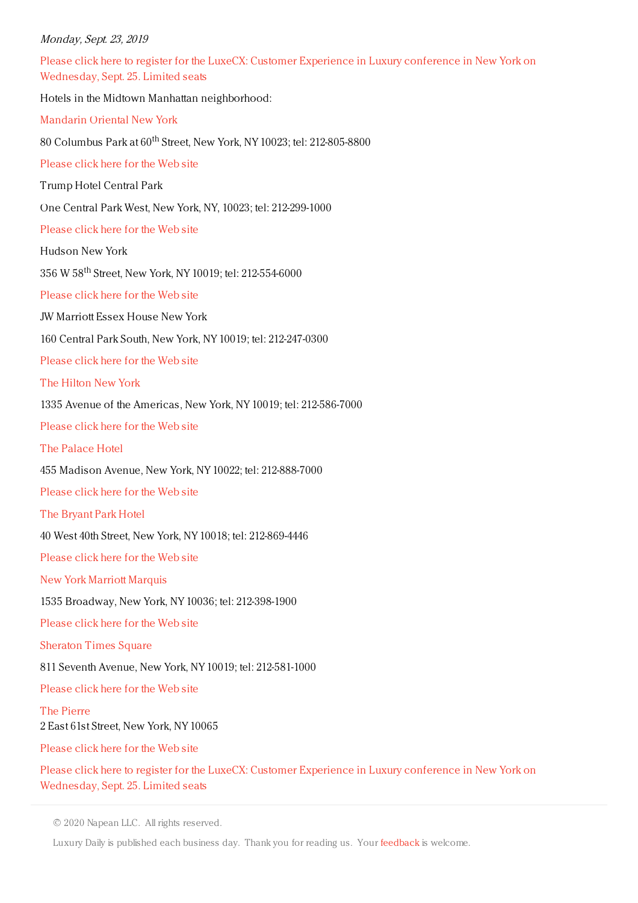*Monday, Sept. 23, 2019*

Please click here to register for the LuxeCX: Customer Experience in Luxury conference in New York on Wednesday, Sept. 25. Limited seats

Hotels in the Midtown Manhattan neighborhood:

Mandarin Oriental New York

80 Columbus Park at 60th Street, New York, NY 10023; tel: 212-805-8800

Please click here for the Web site

Trump Hotel Central Park

One Central Park West, New York, NY, 10023; tel: 212-299-1000

Please click here for the Web site

Hudson New York

356 W 58th Street, New York, NY 10019; tel: 212-554-6000

Please click here for the Web site

JW Marriott Essex House New York

160 Central Park South, New York, NY 10019; tel: 212-247-0300

Please click here for the Web site

The Hilton New York

1335 Avenue of the Americas, New York, NY 10019; tel: 212-586-7000

Please click here for the Web site

The Palace Hotel

455 Madison Avenue, New York, NY 10022; tel: 212-888-7000

Please click here for the Web site

The Bryant Park Hotel

40 West 40th Street, New York, NY 10018; tel: 212-869-4446

Please click here for the Web site

New York Marriott Marquis

1535 Broadway, New York, NY 10036; tel: 212-398-1900

Please click here for the Web site

Sheraton Times Square

811 Seventh Avenue, New York, NY 10019; tel: 212-581-1000

Please click here for the Web site

The Pierre
2 East 61st Street, New York, NY 10065

Please click here for the Web site

Please click here to register for the LuxeCX: Customer Experience in Luxury conference in New York on Wednesday, Sept. 25. Limited seats

© 2020 Napean LLC. All rights reserved.

Luxury Daily is published each business day. Thank you for reading us. Your feedback is welcome.